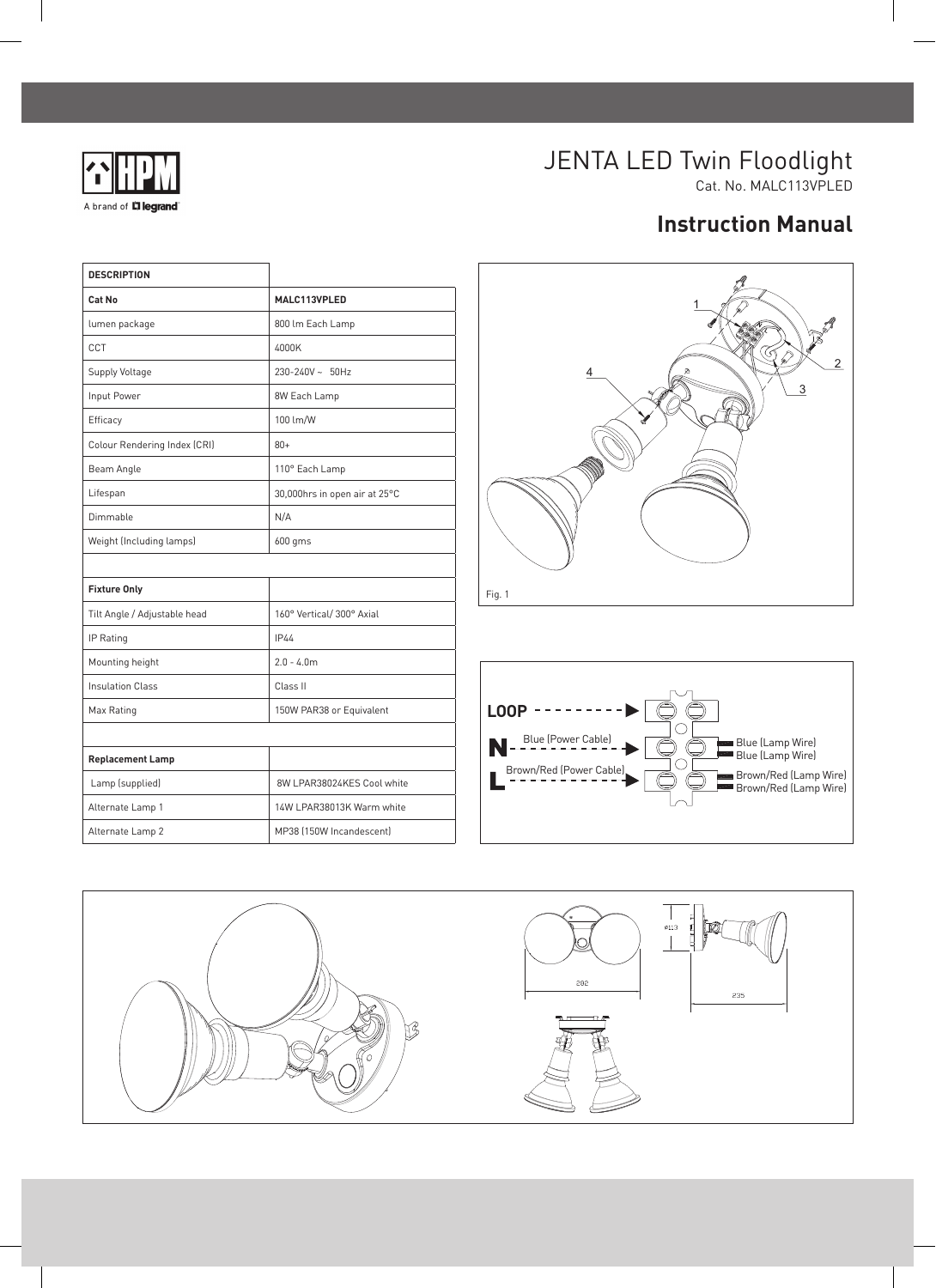# JENTA LED Twin Floodlight

Cat. No. MALC113VPLED

## Instruction Manual

| | |
|---|---|
| **DESCRIPTION** | |
| **Cat No** | **MALC113VPLED** |
| lumen package | 800 lm Each Lamp |
| CCT | 4000K |
| Supply Voltage | 230-240V ~ 50Hz |
| Input Power | 8W Each Lamp |
| Efficacy | 100 lm/W |
| Colour Rendering Index (CRI) | 80+ |
| Beam Angle | 110° Each Lamp |
| Lifespan | 30,000hrs in open air at 25°C |
| Dimmable | N/A |
| Weight (Including lamps) | 600 gms |
| | |
| **Fixture Only** | |
| Tilt Angle / Adjustable head | 160° Vertical/ 300° Axial |
| IP Rating | IP44 |
| Mounting height | 2.0 - 4.0m |
| Insulation Class | Class II |
| Max Rating | 150W PAR38 or Equivalent |
| | |
| **Replacement Lamp** | |
| Lamp (supplied) | 8W LPAR38024KES Cool white |
| Alternate Lamp 1 | 14W LPAR38013K Warm white |
| Alternate Lamp 2 | MP38 (150W Incandescent) |

1

2

3

4

Fig. 1

LOOP

N Blue (Power Cable)

L Brown/Red (Power Cable)

Blue (Lamp Wire)
Blue (Lamp Wire)

Brown/Red (Lamp Wire)
Brown/Red (Lamp Wire)

Ø113

202

235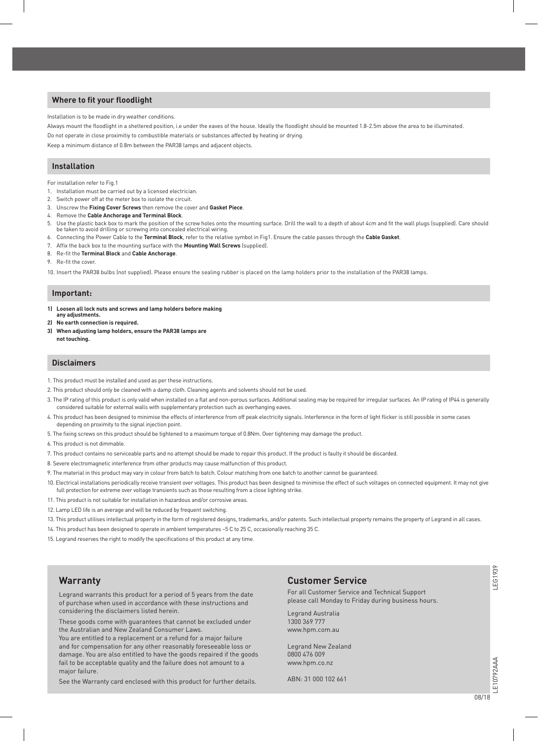## Where to fit your floodlight

Installation is to be made in dry weather conditions.

Always mount the floodlight in a sheltered position, i.e under the eaves of the house. Ideally the floodlight should be mounted 1.8-2.5m above the area to be illuminated.

Do not operate in close proximitiy to combustible materials or substances affected by heating or drying.

Keep a minimum distance of 0.8m between the PAR38 lamps and adjacent objects.

## Installation

For installation refer to Fig.1

1. Installation must be carried out by a licensed electrician.
2. Switch power off at the meter box to isolate the circuit.
3. Unscrew the **Fixing Cover Screws** then remove the cover and **Gasket Piece**.
4. Remove the **Cable Anchorage and Terminal Block**.
5. Use the plastic back box to mark the position of the screw holes onto the mounting surface. Drill the wall to a depth of about 4cm and fit the wall plugs (supplied). Care should be taken to avoid drilling or screwing into concealed electrical wiring.
6. Connecting the Power Cable to the **Terminal Block**, refer to the relative symbol in Fig1. Ensure the cable passes through the **Cable Gasket**.
7. Affix the back box to the mounting surface with the **Mounting Wall Screws** (supplied).
8. Re-fit the **Terminal Block** and **Cable Anchorage**.
9. Re-fit the cover.
10. Insert the PAR38 bulbs (not supplied). Please ensure the sealing rubber is placed on the lamp holders prior to the installation of the PAR38 lamps.

## Important:

1) **Loosen all lock nuts and screws and lamp holders before making any adjustments.**
2) **No earth connection is required.**
3) **When adjusting lamp holders, ensure the PAR38 lamps are not touching.**

## Disclaimers

1. This product must be installed and used as per these instructions.
2. This product should only be cleaned with a damp cloth. Cleaning agents and solvents should not be used.
3. The IP rating of this product is only valid when installed on a flat and non-porous surfaces. Additional sealing may be required for irregular surfaces. An IP rating of IP44 is generally considered suitable for external walls with supplementary protection such as overhanging eaves.
4. This product has been designed to minimise the effects of interference from off peak electricity signals. Interference in the form of light flicker is still possible in some cases depending on proximity to the signal injection point.
5. The fixing screws on this product should be tightened to a maximum torque of 0.8Nm. Over tightening may damage the product.
6. This product is not dimmable.
7. This product contains no serviceable parts and no attempt should be made to repair this product. If the product is faulty it should be discarded.
8. Severe electromagnetic interference from other products may cause malfunction of this product.
9. The material in this product may vary in colour from batch to batch. Colour matching from one batch to another cannot be guaranteed.
10. Electrical installations periodically receive transient over voltages. This product has been designed to minimise the effect of such voltages on connected equipment. It may not give full protection for extreme over voltage transients such as those resulting from a close lighting strike.
11. This product is not suitable for installation in hazardous and/or corrosive areas.
12. Lamp LED life is an average and will be reduced by frequent switching.
13. This product utilises intellectual property in the form of registered designs, trademarks, and/or patents. Such intellectual property remains the property of Legrand in all cases.
14. This product has been designed to operate in ambient temperatures –5 C to 25 C, occasionally reaching 35 C.
15. Legrand reserves the right to modify the specifications of this product at any time.

## Warranty

Legrand warrants this product for a period of 5 years from the date of purchase when used in accordance with these instructions and considering the disclaimers listed herein.

These goods come with guarantees that cannot be excluded under the Australian and New Zealand Consumer Laws.
You are entitled to a replacement or a refund for a major failure and for compensation for any other reasonably foreseeable loss or damage. You are also entitled to have the goods repaired if the goods fail to be acceptable quality and the failure does not amount to a major failure.

See the Warranty card enclosed with this product for further details.

## Customer Service

For all Customer Service and Technical Support please call Monday to Friday during business hours.

Legrand Australia
1300 369 777
www.hpm.com.au

Legrand New Zealand
0800 476 009
www.hpm.co.nz

ABN: 31 000 102 661

LEG1939

LE10792AAA

08/18